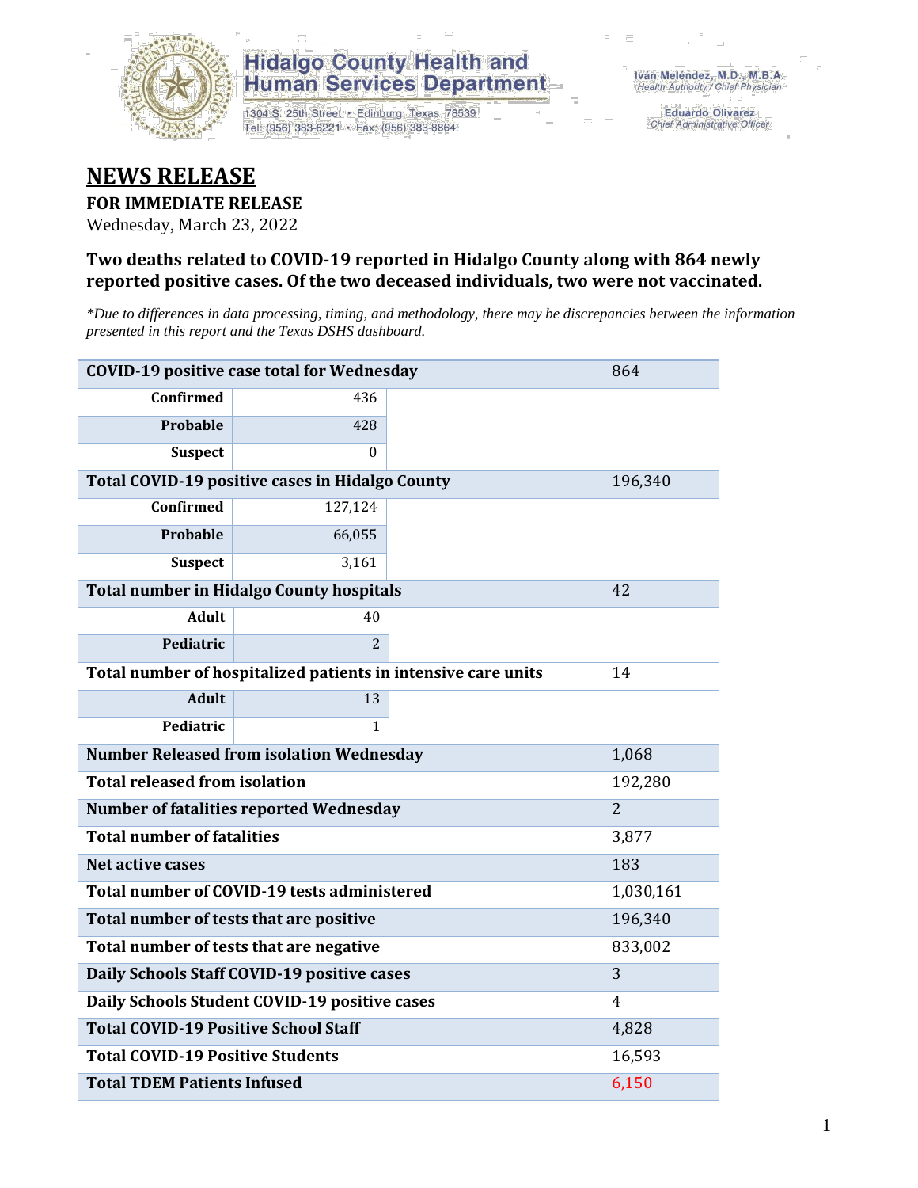Hidalgo County Health and Human Services Department

1304 S. 25th Street • Edinburg, Texas 78539
Tel: (956) 383-6221 • Fax: (956) 383-8864

Iván Meléndez, M.D., M.B.A.
*Health Authority / Chief Physician*

Eduardo Olivarez
*Chief Administrative Officer*

# NEWS RELEASE

**FOR IMMEDIATE RELEASE**
Wednesday, March 23, 2022

### Two deaths related to COVID-19 reported in Hidalgo County along with 864 newly reported positive cases. Of the two deceased individuals, two were not vaccinated.

*\*Due to differences in data processing, timing, and methodology, there may be discrepancies between the information presented in this report and the Texas DSHS dashboard.*

| | | |
|---|---|---|
| **COVID-19 positive case total for Wednesday** | | 864 |
| **Confirmed** | 436 | |
| **Probable** | 428 | |
| **Suspect** | 0 | |
| **Total COVID-19 positive cases in Hidalgo County** | | 196,340 |
| **Confirmed** | 127,124 | |
| **Probable** | 66,055 | |
| **Suspect** | 3,161 | |
| **Total number in Hidalgo County hospitals** | | 42 |
| **Adult** | 40 | |
| **Pediatric** | 2 | |
| **Total number of hospitalized patients in intensive care units** | | 14 |
| **Adult** | 13 | |
| **Pediatric** | 1 | |
| **Number Released from isolation Wednesday** | | 1,068 |
| **Total released from isolation** | | 192,280 |
| **Number of fatalities reported Wednesday** | | 2 |
| **Total number of fatalities** | | 3,877 |
| **Net active cases** | | 183 |
| **Total number of COVID-19 tests administered** | | 1,030,161 |
| **Total number of tests that are positive** | | 196,340 |
| **Total number of tests that are negative** | | 833,002 |
| **Daily Schools Staff COVID-19 positive cases** | | 3 |
| **Daily Schools Student COVID-19 positive cases** | | 4 |
| **Total COVID-19 Positive School Staff** | | 4,828 |
| **Total COVID-19 Positive Students** | | 16,593 |
| **Total TDEM Patients Infused** | | 6,150 |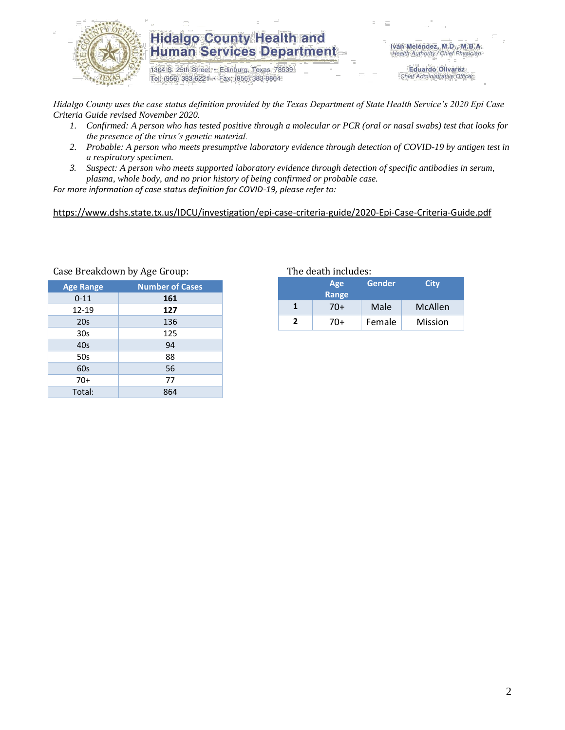Hidalgo County Health and Human Services Department

1304 S. 25th Street • Edinburg, Texas 78539
Tel: (956) 383-6221 • Fax: (956) 383-8864

Iván Meléndez, M.D., M.B.A.
Health Authority / Chief Physician

Eduardo Olivarez
Chief Administrative Officer

*Hidalgo County uses the case status definition provided by the Texas Department of State Health Service's 2020 Epi Case Criteria Guide revised November 2020.*

1. *Confirmed: A person who has tested positive through a molecular or PCR (oral or nasal swabs) test that looks for the presence of the virus's genetic material.*
2. *Probable: A person who meets presumptive laboratory evidence through detection of COVID-19 by antigen test in a respiratory specimen.*
3. *Suspect: A person who meets supported laboratory evidence through detection of specific antibodies in serum, plasma, whole body, and no prior history of being confirmed or probable case.*

*For more information of case status definition for COVID-19, please refer to:*

https://www.dshs.state.tx.us/IDCU/investigation/epi-case-criteria-guide/2020-Epi-Case-Criteria-Guide.pdf

Case Breakdown by Age Group:

| Age Range | Number of Cases |
|---|---|
| 0-11 | **161** |
| 12-19 | **127** |
| 20s | 136 |
| 30s | 125 |
| 40s | 94 |
| 50s | 88 |
| 60s | 56 |
| 70+ | 77 |
| Total: | 864 |

The death includes:

| | Age Range | Gender | City |
|---|---|---|---|
| **1** | 70+ | Male | McAllen |
| **2** | 70+ | Female | Mission |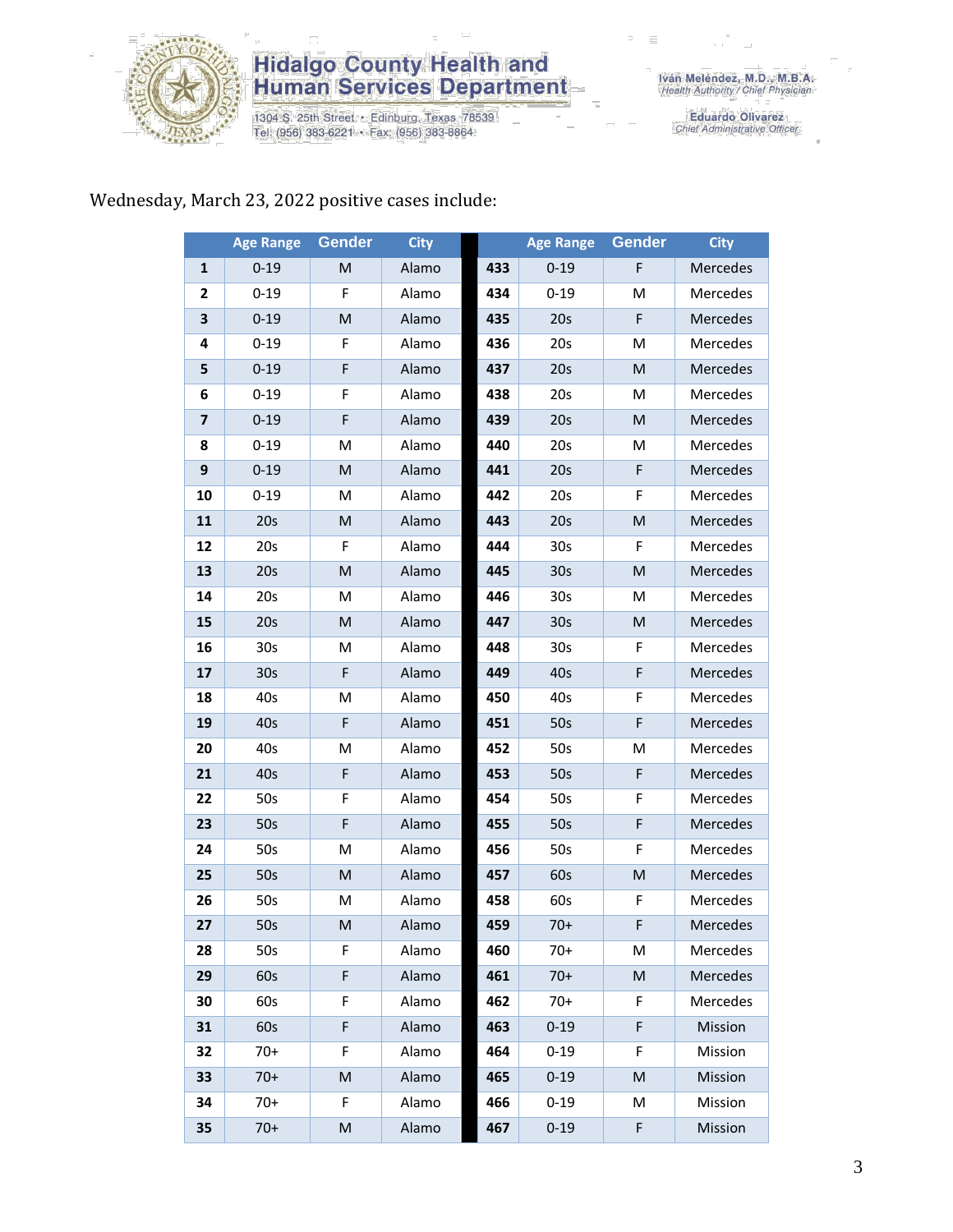Wednesday, March 23, 2022 positive cases include:

| | Age Range | Gender | City | | Age Range | Gender | City |
|---|---|---|---|---|---|---|---|
| 1 | 0-19 | M | Alamo | 433 | 0-19 | F | Mercedes |
| 2 | 0-19 | F | Alamo | 434 | 0-19 | M | Mercedes |
| 3 | 0-19 | M | Alamo | 435 | 20s | F | Mercedes |
| 4 | 0-19 | F | Alamo | 436 | 20s | M | Mercedes |
| 5 | 0-19 | F | Alamo | 437 | 20s | M | Mercedes |
| 6 | 0-19 | F | Alamo | 438 | 20s | M | Mercedes |
| 7 | 0-19 | F | Alamo | 439 | 20s | M | Mercedes |
| 8 | 0-19 | M | Alamo | 440 | 20s | M | Mercedes |
| 9 | 0-19 | M | Alamo | 441 | 20s | F | Mercedes |
| 10 | 0-19 | M | Alamo | 442 | 20s | F | Mercedes |
| 11 | 20s | M | Alamo | 443 | 20s | M | Mercedes |
| 12 | 20s | F | Alamo | 444 | 30s | F | Mercedes |
| 13 | 20s | M | Alamo | 445 | 30s | M | Mercedes |
| 14 | 20s | M | Alamo | 446 | 30s | M | Mercedes |
| 15 | 20s | M | Alamo | 447 | 30s | M | Mercedes |
| 16 | 30s | M | Alamo | 448 | 30s | F | Mercedes |
| 17 | 30s | F | Alamo | 449 | 40s | F | Mercedes |
| 18 | 40s | M | Alamo | 450 | 40s | F | Mercedes |
| 19 | 40s | F | Alamo | 451 | 50s | F | Mercedes |
| 20 | 40s | M | Alamo | 452 | 50s | M | Mercedes |
| 21 | 40s | F | Alamo | 453 | 50s | F | Mercedes |
| 22 | 50s | F | Alamo | 454 | 50s | F | Mercedes |
| 23 | 50s | F | Alamo | 455 | 50s | F | Mercedes |
| 24 | 50s | M | Alamo | 456 | 50s | F | Mercedes |
| 25 | 50s | M | Alamo | 457 | 60s | M | Mercedes |
| 26 | 50s | M | Alamo | 458 | 60s | F | Mercedes |
| 27 | 50s | M | Alamo | 459 | 70+ | F | Mercedes |
| 28 | 50s | F | Alamo | 460 | 70+ | M | Mercedes |
| 29 | 60s | F | Alamo | 461 | 70+ | M | Mercedes |
| 30 | 60s | F | Alamo | 462 | 70+ | F | Mercedes |
| 31 | 60s | F | Alamo | 463 | 0-19 | F | Mission |
| 32 | 70+ | F | Alamo | 464 | 0-19 | F | Mission |
| 33 | 70+ | M | Alamo | 465 | 0-19 | M | Mission |
| 34 | 70+ | F | Alamo | 466 | 0-19 | M | Mission |
| 35 | 70+ | M | Alamo | 467 | 0-19 | F | Mission |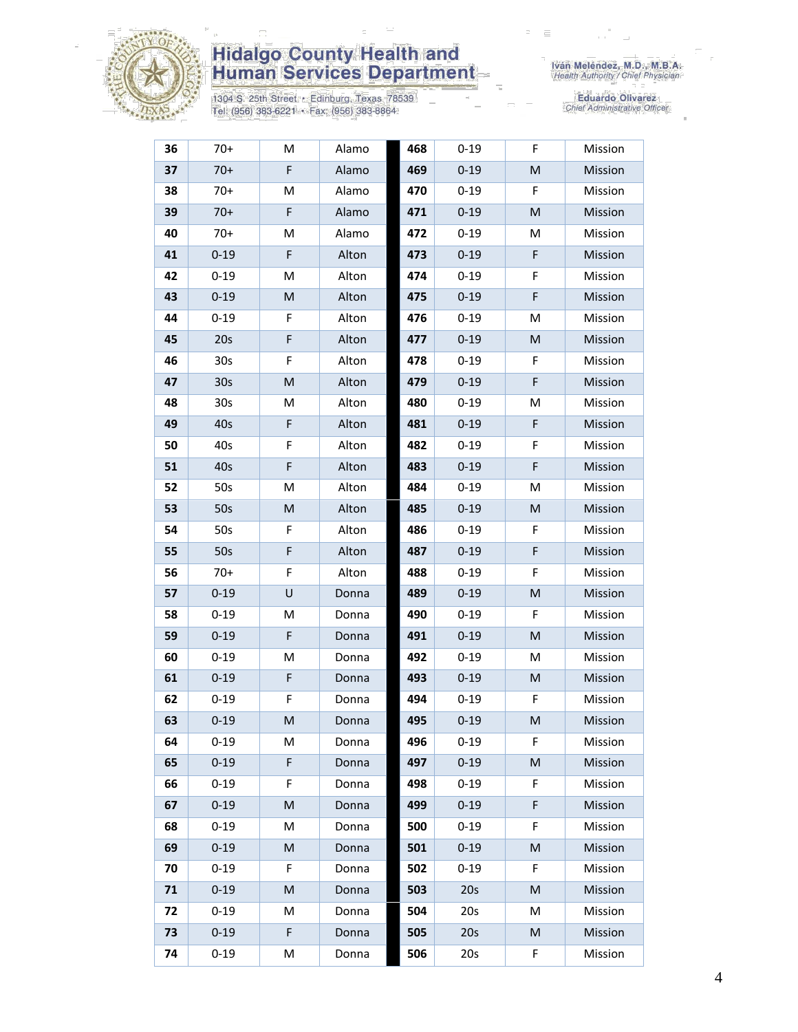| 36 | 70+ | M | Alamo | | 468 | 0-19 | F | Mission |
|---|---|---|---|---|---|---|---|---|
| 37 | 70+ | F | Alamo | | 469 | 0-19 | M | Mission |
| 38 | 70+ | M | Alamo | | 470 | 0-19 | F | Mission |
| 39 | 70+ | F | Alamo | | 471 | 0-19 | M | Mission |
| 40 | 70+ | M | Alamo | | 472 | 0-19 | M | Mission |
| 41 | 0-19 | F | Alton | | 473 | 0-19 | F | Mission |
| 42 | 0-19 | M | Alton | | 474 | 0-19 | F | Mission |
| 43 | 0-19 | M | Alton | | 475 | 0-19 | F | Mission |
| 44 | 0-19 | F | Alton | | 476 | 0-19 | M | Mission |
| 45 | 20s | F | Alton | | 477 | 0-19 | M | Mission |
| 46 | 30s | F | Alton | | 478 | 0-19 | F | Mission |
| 47 | 30s | M | Alton | | 479 | 0-19 | F | Mission |
| 48 | 30s | M | Alton | | 480 | 0-19 | M | Mission |
| 49 | 40s | F | Alton | | 481 | 0-19 | F | Mission |
| 50 | 40s | F | Alton | | 482 | 0-19 | F | Mission |
| 51 | 40s | F | Alton | | 483 | 0-19 | F | Mission |
| 52 | 50s | M | Alton | | 484 | 0-19 | M | Mission |
| 53 | 50s | M | Alton | | 485 | 0-19 | M | Mission |
| 54 | 50s | F | Alton | | 486 | 0-19 | F | Mission |
| 55 | 50s | F | Alton | | 487 | 0-19 | F | Mission |
| 56 | 70+ | F | Alton | | 488 | 0-19 | F | Mission |
| 57 | 0-19 | U | Donna | | 489 | 0-19 | M | Mission |
| 58 | 0-19 | M | Donna | | 490 | 0-19 | F | Mission |
| 59 | 0-19 | F | Donna | | 491 | 0-19 | M | Mission |
| 60 | 0-19 | M | Donna | | 492 | 0-19 | M | Mission |
| 61 | 0-19 | F | Donna | | 493 | 0-19 | M | Mission |
| 62 | 0-19 | F | Donna | | 494 | 0-19 | F | Mission |
| 63 | 0-19 | M | Donna | | 495 | 0-19 | M | Mission |
| 64 | 0-19 | M | Donna | | 496 | 0-19 | F | Mission |
| 65 | 0-19 | F | Donna | | 497 | 0-19 | M | Mission |
| 66 | 0-19 | F | Donna | | 498 | 0-19 | F | Mission |
| 67 | 0-19 | M | Donna | | 499 | 0-19 | F | Mission |
| 68 | 0-19 | M | Donna | | 500 | 0-19 | F | Mission |
| 69 | 0-19 | M | Donna | | 501 | 0-19 | M | Mission |
| 70 | 0-19 | F | Donna | | 502 | 0-19 | F | Mission |
| 71 | 0-19 | M | Donna | | 503 | 20s | M | Mission |
| 72 | 0-19 | M | Donna | | 504 | 20s | M | Mission |
| 73 | 0-19 | F | Donna | | 505 | 20s | M | Mission |
| 74 | 0-19 | M | Donna | | 506 | 20s | F | Mission |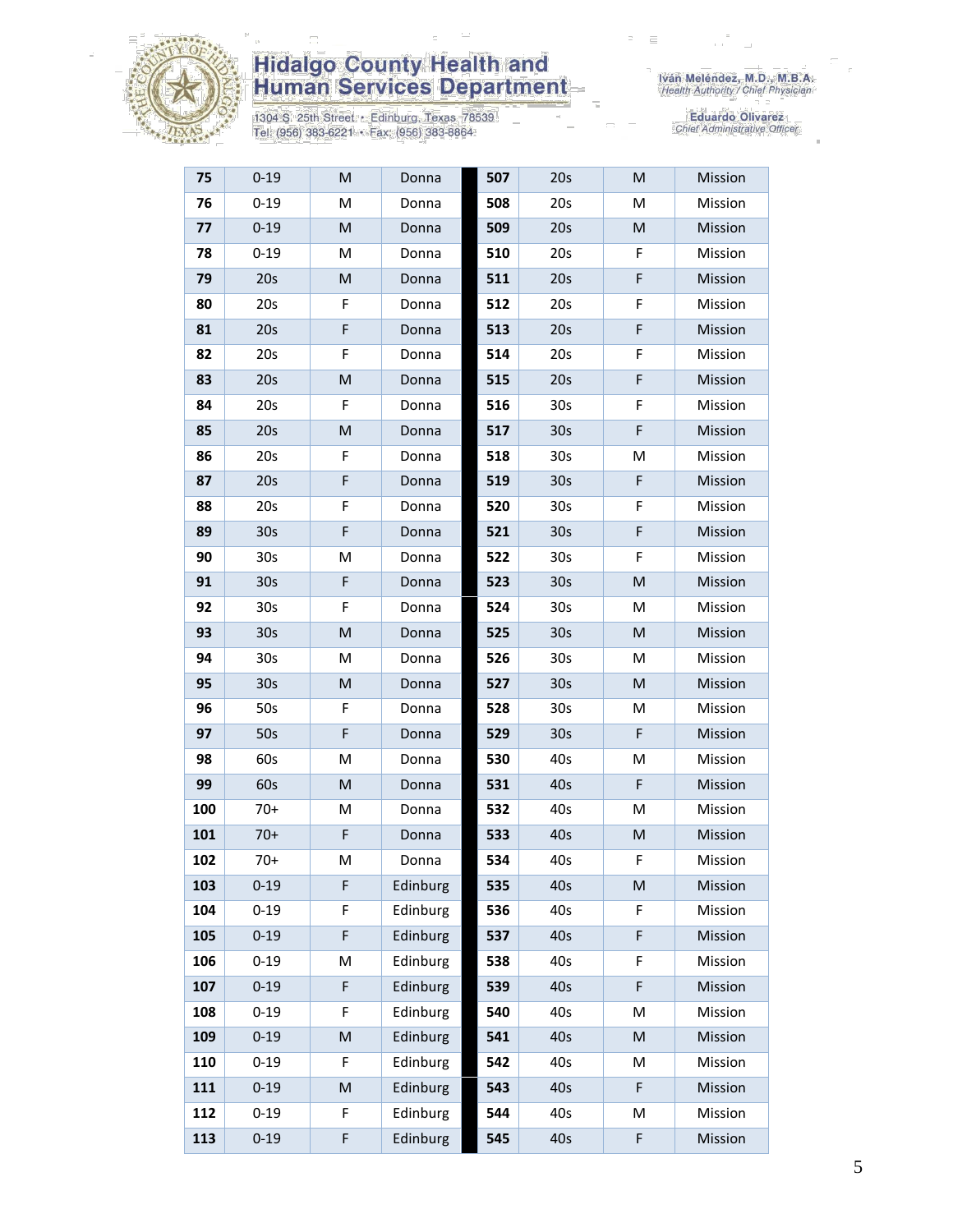# Hidalgo County Health and Human Services Department

1304 S. 25th Street • Edinburg, Texas 78539
Tel: (956) 383-6221 • Fax: (956) 383-8864

Iván Meléndez, M.D., M.B.A.
*Health Authority / Chief Physician*

Eduardo Olivarez
*Chief Administrative Officer*

| | | | | | | | | |
|---|---|---|---|---|---|---|---|---|
| 75 | 0-19 | M | Donna | | 507 | 20s | M | Mission |
| 76 | 0-19 | M | Donna | | 508 | 20s | M | Mission |
| 77 | 0-19 | M | Donna | | 509 | 20s | M | Mission |
| 78 | 0-19 | M | Donna | | 510 | 20s | F | Mission |
| 79 | 20s | M | Donna | | 511 | 20s | F | Mission |
| 80 | 20s | F | Donna | | 512 | 20s | F | Mission |
| 81 | 20s | F | Donna | | 513 | 20s | F | Mission |
| 82 | 20s | F | Donna | | 514 | 20s | F | Mission |
| 83 | 20s | M | Donna | | 515 | 20s | F | Mission |
| 84 | 20s | F | Donna | | 516 | 30s | F | Mission |
| 85 | 20s | M | Donna | | 517 | 30s | F | Mission |
| 86 | 20s | F | Donna | | 518 | 30s | M | Mission |
| 87 | 20s | F | Donna | | 519 | 30s | F | Mission |
| 88 | 20s | F | Donna | | 520 | 30s | F | Mission |
| 89 | 30s | F | Donna | | 521 | 30s | F | Mission |
| 90 | 30s | M | Donna | | 522 | 30s | F | Mission |
| 91 | 30s | F | Donna | | 523 | 30s | M | Mission |
| 92 | 30s | F | Donna | | 524 | 30s | M | Mission |
| 93 | 30s | M | Donna | | 525 | 30s | M | Mission |
| 94 | 30s | M | Donna | | 526 | 30s | M | Mission |
| 95 | 30s | M | Donna | | 527 | 30s | M | Mission |
| 96 | 50s | F | Donna | | 528 | 30s | M | Mission |
| 97 | 50s | F | Donna | | 529 | 30s | F | Mission |
| 98 | 60s | M | Donna | | 530 | 40s | M | Mission |
| 99 | 60s | M | Donna | | 531 | 40s | F | Mission |
| 100 | 70+ | M | Donna | | 532 | 40s | M | Mission |
| 101 | 70+ | F | Donna | | 533 | 40s | M | Mission |
| 102 | 70+ | M | Donna | | 534 | 40s | F | Mission |
| 103 | 0-19 | F | Edinburg | | 535 | 40s | M | Mission |
| 104 | 0-19 | F | Edinburg | | 536 | 40s | F | Mission |
| 105 | 0-19 | F | Edinburg | | 537 | 40s | F | Mission |
| 106 | 0-19 | M | Edinburg | | 538 | 40s | F | Mission |
| 107 | 0-19 | F | Edinburg | | 539 | 40s | F | Mission |
| 108 | 0-19 | F | Edinburg | | 540 | 40s | M | Mission |
| 109 | 0-19 | M | Edinburg | | 541 | 40s | M | Mission |
| 110 | 0-19 | F | Edinburg | | 542 | 40s | M | Mission |
| 111 | 0-19 | M | Edinburg | | 543 | 40s | F | Mission |
| 112 | 0-19 | F | Edinburg | | 544 | 40s | M | Mission |
| 113 | 0-19 | F | Edinburg | | 545 | 40s | F | Mission |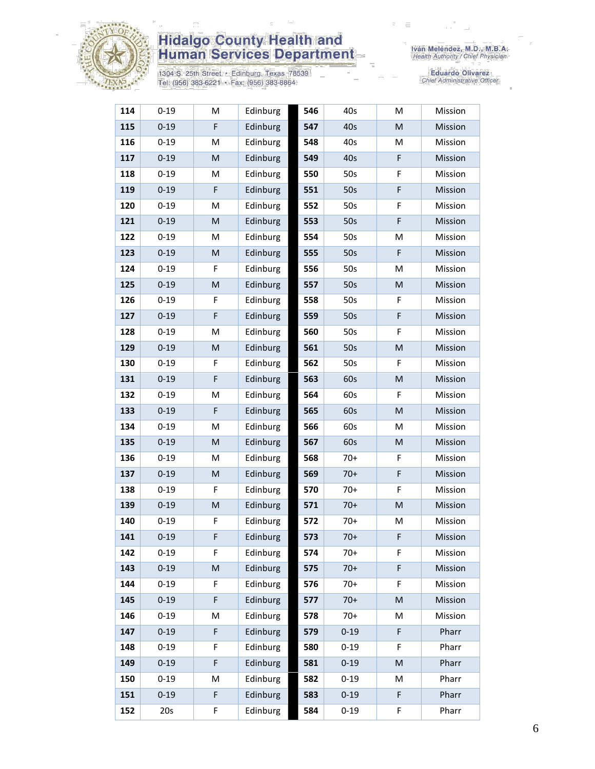| 114 | 0-19 | M | Edinburg | 546 | 40s | M | Mission |
|---|---|---|---|---|---|---|---|
| 115 | 0-19 | F | Edinburg | 547 | 40s | M | Mission |
| 116 | 0-19 | M | Edinburg | 548 | 40s | M | Mission |
| 117 | 0-19 | M | Edinburg | 549 | 40s | F | Mission |
| 118 | 0-19 | M | Edinburg | 550 | 50s | F | Mission |
| 119 | 0-19 | F | Edinburg | 551 | 50s | F | Mission |
| 120 | 0-19 | M | Edinburg | 552 | 50s | F | Mission |
| 121 | 0-19 | M | Edinburg | 553 | 50s | F | Mission |
| 122 | 0-19 | M | Edinburg | 554 | 50s | M | Mission |
| 123 | 0-19 | M | Edinburg | 555 | 50s | F | Mission |
| 124 | 0-19 | F | Edinburg | 556 | 50s | M | Mission |
| 125 | 0-19 | M | Edinburg | 557 | 50s | M | Mission |
| 126 | 0-19 | F | Edinburg | 558 | 50s | F | Mission |
| 127 | 0-19 | F | Edinburg | 559 | 50s | F | Mission |
| 128 | 0-19 | M | Edinburg | 560 | 50s | F | Mission |
| 129 | 0-19 | M | Edinburg | 561 | 50s | M | Mission |
| 130 | 0-19 | F | Edinburg | 562 | 50s | F | Mission |
| 131 | 0-19 | F | Edinburg | 563 | 60s | M | Mission |
| 132 | 0-19 | M | Edinburg | 564 | 60s | F | Mission |
| 133 | 0-19 | F | Edinburg | 565 | 60s | M | Mission |
| 134 | 0-19 | M | Edinburg | 566 | 60s | M | Mission |
| 135 | 0-19 | M | Edinburg | 567 | 60s | M | Mission |
| 136 | 0-19 | M | Edinburg | 568 | 70+ | F | Mission |
| 137 | 0-19 | M | Edinburg | 569 | 70+ | F | Mission |
| 138 | 0-19 | F | Edinburg | 570 | 70+ | F | Mission |
| 139 | 0-19 | M | Edinburg | 571 | 70+ | M | Mission |
| 140 | 0-19 | F | Edinburg | 572 | 70+ | M | Mission |
| 141 | 0-19 | F | Edinburg | 573 | 70+ | F | Mission |
| 142 | 0-19 | F | Edinburg | 574 | 70+ | F | Mission |
| 143 | 0-19 | M | Edinburg | 575 | 70+ | F | Mission |
| 144 | 0-19 | F | Edinburg | 576 | 70+ | F | Mission |
| 145 | 0-19 | F | Edinburg | 577 | 70+ | M | Mission |
| 146 | 0-19 | M | Edinburg | 578 | 70+ | M | Mission |
| 147 | 0-19 | F | Edinburg | 579 | 0-19 | F | Pharr |
| 148 | 0-19 | F | Edinburg | 580 | 0-19 | F | Pharr |
| 149 | 0-19 | F | Edinburg | 581 | 0-19 | M | Pharr |
| 150 | 0-19 | M | Edinburg | 582 | 0-19 | M | Pharr |
| 151 | 0-19 | F | Edinburg | 583 | 0-19 | F | Pharr |
| 152 | 20s | F | Edinburg | 584 | 0-19 | F | Pharr |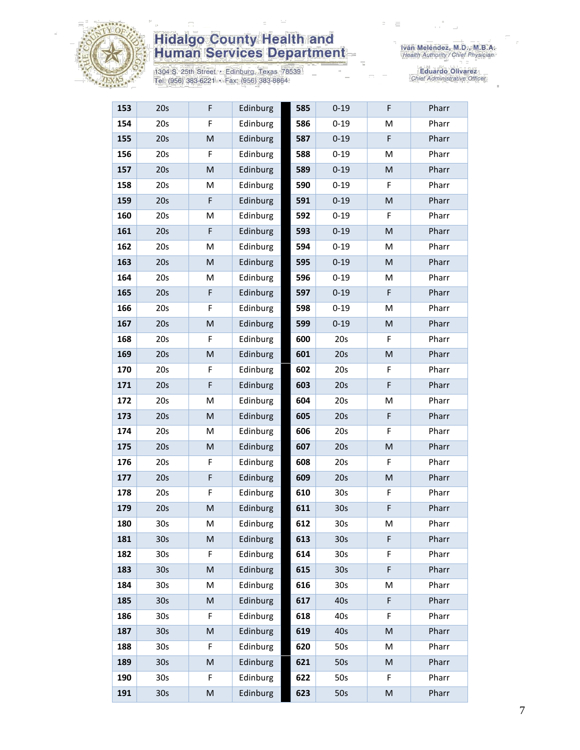# Hidalgo County Health and Human Services Department

1304 S. 25th Street • Edinburg, Texas 78539
Tel: (956) 383-6221 • Fax: (956) 383-8864

Iván Meléndez, M.D., M.B.A.
*Health Authority / Chief Physician*

Eduardo Olivarez
*Chief Administrative Officer*

| | | | | | | | |
|---|---|---|---|---|---|---|---|
| **153** | 20s | F | Edinburg | **585** | 0-19 | F | Pharr |
| **154** | 20s | F | Edinburg | **586** | 0-19 | M | Pharr |
| **155** | 20s | M | Edinburg | **587** | 0-19 | F | Pharr |
| **156** | 20s | F | Edinburg | **588** | 0-19 | M | Pharr |
| **157** | 20s | M | Edinburg | **589** | 0-19 | M | Pharr |
| **158** | 20s | M | Edinburg | **590** | 0-19 | F | Pharr |
| **159** | 20s | F | Edinburg | **591** | 0-19 | M | Pharr |
| **160** | 20s | M | Edinburg | **592** | 0-19 | F | Pharr |
| **161** | 20s | F | Edinburg | **593** | 0-19 | M | Pharr |
| **162** | 20s | M | Edinburg | **594** | 0-19 | M | Pharr |
| **163** | 20s | M | Edinburg | **595** | 0-19 | M | Pharr |
| **164** | 20s | M | Edinburg | **596** | 0-19 | M | Pharr |
| **165** | 20s | F | Edinburg | **597** | 0-19 | F | Pharr |
| **166** | 20s | F | Edinburg | **598** | 0-19 | M | Pharr |
| **167** | 20s | M | Edinburg | **599** | 0-19 | M | Pharr |
| **168** | 20s | F | Edinburg | **600** | 20s | F | Pharr |
| **169** | 20s | M | Edinburg | **601** | 20s | M | Pharr |
| **170** | 20s | F | Edinburg | **602** | 20s | F | Pharr |
| **171** | 20s | F | Edinburg | **603** | 20s | F | Pharr |
| **172** | 20s | M | Edinburg | **604** | 20s | M | Pharr |
| **173** | 20s | M | Edinburg | **605** | 20s | F | Pharr |
| **174** | 20s | M | Edinburg | **606** | 20s | F | Pharr |
| **175** | 20s | M | Edinburg | **607** | 20s | M | Pharr |
| **176** | 20s | F | Edinburg | **608** | 20s | F | Pharr |
| **177** | 20s | F | Edinburg | **609** | 20s | M | Pharr |
| **178** | 20s | F | Edinburg | **610** | 30s | F | Pharr |
| **179** | 20s | M | Edinburg | **611** | 30s | F | Pharr |
| **180** | 30s | M | Edinburg | **612** | 30s | M | Pharr |
| **181** | 30s | M | Edinburg | **613** | 30s | F | Pharr |
| **182** | 30s | F | Edinburg | **614** | 30s | F | Pharr |
| **183** | 30s | M | Edinburg | **615** | 30s | F | Pharr |
| **184** | 30s | M | Edinburg | **616** | 30s | M | Pharr |
| **185** | 30s | M | Edinburg | **617** | 40s | F | Pharr |
| **186** | 30s | F | Edinburg | **618** | 40s | F | Pharr |
| **187** | 30s | M | Edinburg | **619** | 40s | M | Pharr |
| **188** | 30s | F | Edinburg | **620** | 50s | M | Pharr |
| **189** | 30s | M | Edinburg | **621** | 50s | M | Pharr |
| **190** | 30s | F | Edinburg | **622** | 50s | F | Pharr |
| **191** | 30s | M | Edinburg | **623** | 50s | M | Pharr |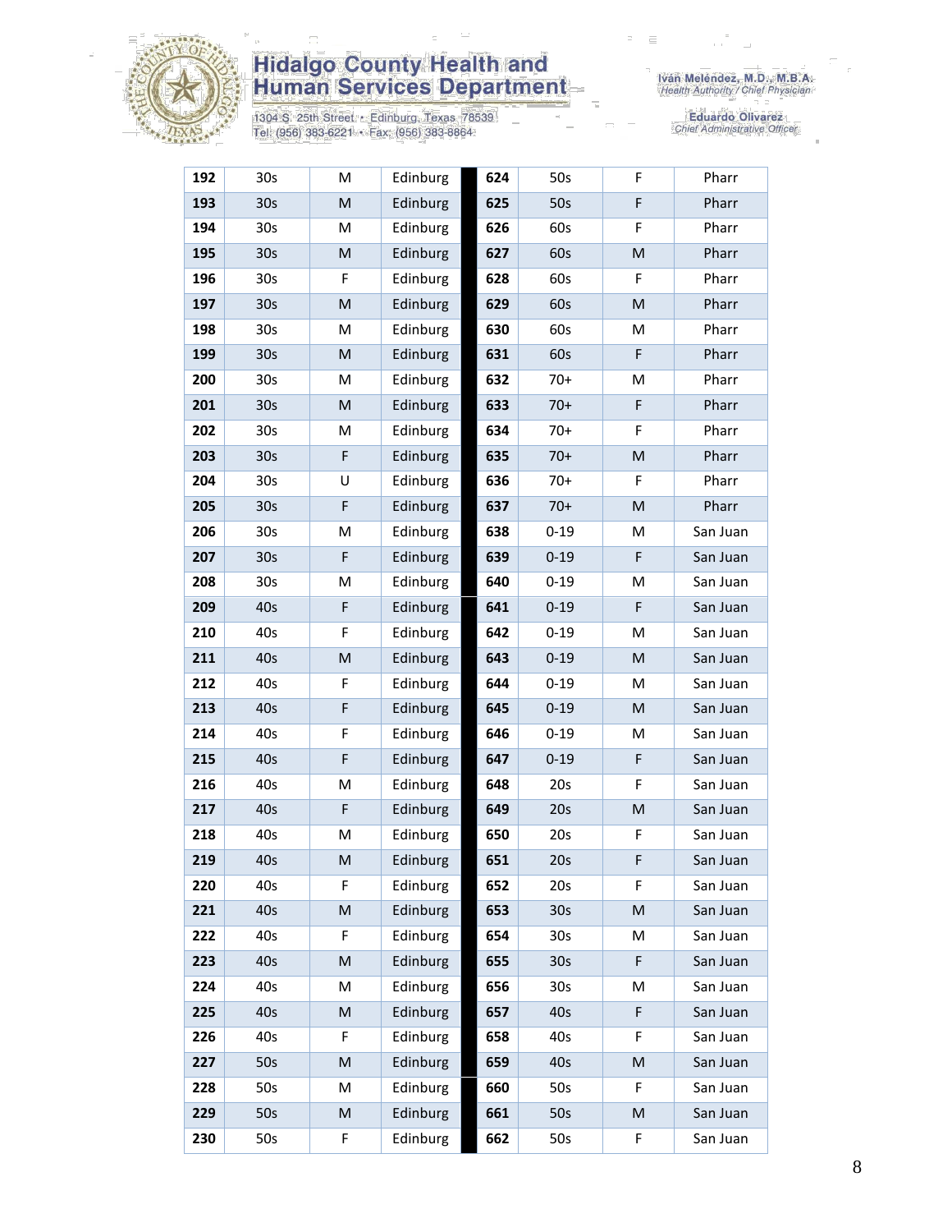| 192 | 30s | M | Edinburg | 624 | 50s | F | Pharr |
|---|---|---|---|---|---|---|---|
| 193 | 30s | M | Edinburg | 625 | 50s | F | Pharr |
| 194 | 30s | M | Edinburg | 626 | 60s | F | Pharr |
| 195 | 30s | M | Edinburg | 627 | 60s | M | Pharr |
| 196 | 30s | F | Edinburg | 628 | 60s | F | Pharr |
| 197 | 30s | M | Edinburg | 629 | 60s | M | Pharr |
| 198 | 30s | M | Edinburg | 630 | 60s | M | Pharr |
| 199 | 30s | M | Edinburg | 631 | 60s | F | Pharr |
| 200 | 30s | M | Edinburg | 632 | 70+ | M | Pharr |
| 201 | 30s | M | Edinburg | 633 | 70+ | F | Pharr |
| 202 | 30s | M | Edinburg | 634 | 70+ | F | Pharr |
| 203 | 30s | F | Edinburg | 635 | 70+ | M | Pharr |
| 204 | 30s | U | Edinburg | 636 | 70+ | F | Pharr |
| 205 | 30s | F | Edinburg | 637 | 70+ | M | Pharr |
| 206 | 30s | M | Edinburg | 638 | 0-19 | M | San Juan |
| 207 | 30s | F | Edinburg | 639 | 0-19 | F | San Juan |
| 208 | 30s | M | Edinburg | 640 | 0-19 | M | San Juan |
| 209 | 40s | F | Edinburg | 641 | 0-19 | F | San Juan |
| 210 | 40s | F | Edinburg | 642 | 0-19 | M | San Juan |
| 211 | 40s | M | Edinburg | 643 | 0-19 | M | San Juan |
| 212 | 40s | F | Edinburg | 644 | 0-19 | M | San Juan |
| 213 | 40s | F | Edinburg | 645 | 0-19 | M | San Juan |
| 214 | 40s | F | Edinburg | 646 | 0-19 | M | San Juan |
| 215 | 40s | F | Edinburg | 647 | 0-19 | F | San Juan |
| 216 | 40s | M | Edinburg | 648 | 20s | F | San Juan |
| 217 | 40s | F | Edinburg | 649 | 20s | M | San Juan |
| 218 | 40s | M | Edinburg | 650 | 20s | F | San Juan |
| 219 | 40s | M | Edinburg | 651 | 20s | F | San Juan |
| 220 | 40s | F | Edinburg | 652 | 20s | F | San Juan |
| 221 | 40s | M | Edinburg | 653 | 30s | M | San Juan |
| 222 | 40s | F | Edinburg | 654 | 30s | M | San Juan |
| 223 | 40s | M | Edinburg | 655 | 30s | F | San Juan |
| 224 | 40s | M | Edinburg | 656 | 30s | M | San Juan |
| 225 | 40s | M | Edinburg | 657 | 40s | F | San Juan |
| 226 | 40s | F | Edinburg | 658 | 40s | F | San Juan |
| 227 | 50s | M | Edinburg | 659 | 40s | M | San Juan |
| 228 | 50s | M | Edinburg | 660 | 50s | F | San Juan |
| 229 | 50s | M | Edinburg | 661 | 50s | M | San Juan |
| 230 | 50s | F | Edinburg | 662 | 50s | F | San Juan |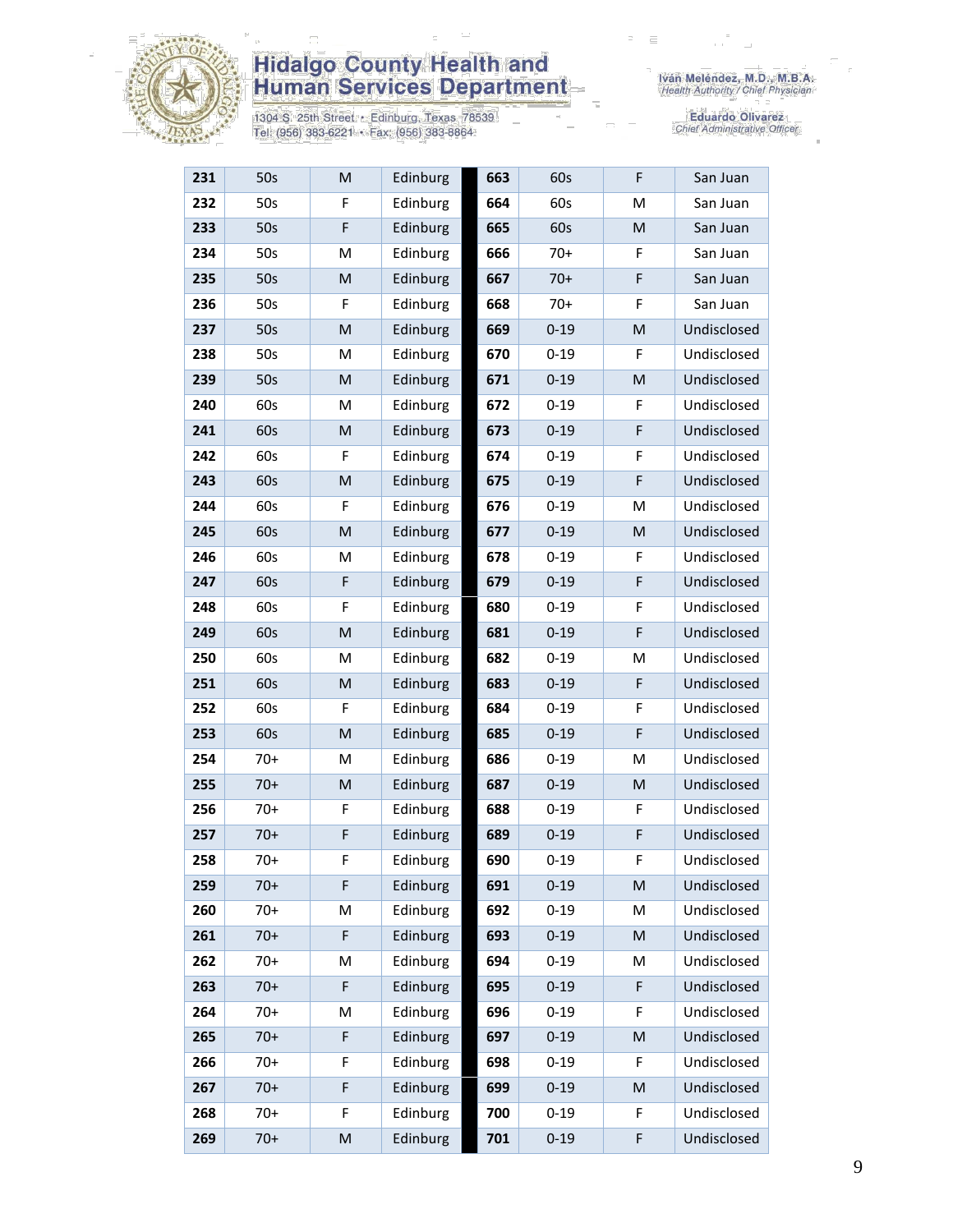# Hidalgo County Health and Human Services Department

1304 S. 25th Street • Edinburg, Texas 78539
Tel: (956) 383-6221 • Fax: (956) 383-8864

Iván Meléndez, M.D., M.B.A.
*Health Authority / Chief Physician*

Eduardo Olivarez
*Chief Administrative Officer*

| | | | | | | | |
|---|---|---|---|---|---|---|---|
| **231** | 50s | M | Edinburg | **663** | 60s | F | San Juan |
| **232** | 50s | F | Edinburg | **664** | 60s | M | San Juan |
| **233** | 50s | F | Edinburg | **665** | 60s | M | San Juan |
| **234** | 50s | M | Edinburg | **666** | 70+ | F | San Juan |
| **235** | 50s | M | Edinburg | **667** | 70+ | F | San Juan |
| **236** | 50s | F | Edinburg | **668** | 70+ | F | San Juan |
| **237** | 50s | M | Edinburg | **669** | 0-19 | M | Undisclosed |
| **238** | 50s | M | Edinburg | **670** | 0-19 | F | Undisclosed |
| **239** | 50s | M | Edinburg | **671** | 0-19 | M | Undisclosed |
| **240** | 60s | M | Edinburg | **672** | 0-19 | F | Undisclosed |
| **241** | 60s | M | Edinburg | **673** | 0-19 | F | Undisclosed |
| **242** | 60s | F | Edinburg | **674** | 0-19 | F | Undisclosed |
| **243** | 60s | M | Edinburg | **675** | 0-19 | F | Undisclosed |
| **244** | 60s | F | Edinburg | **676** | 0-19 | M | Undisclosed |
| **245** | 60s | M | Edinburg | **677** | 0-19 | M | Undisclosed |
| **246** | 60s | M | Edinburg | **678** | 0-19 | F | Undisclosed |
| **247** | 60s | F | Edinburg | **679** | 0-19 | F | Undisclosed |
| **248** | 60s | F | Edinburg | **680** | 0-19 | F | Undisclosed |
| **249** | 60s | M | Edinburg | **681** | 0-19 | F | Undisclosed |
| **250** | 60s | M | Edinburg | **682** | 0-19 | M | Undisclosed |
| **251** | 60s | M | Edinburg | **683** | 0-19 | F | Undisclosed |
| **252** | 60s | F | Edinburg | **684** | 0-19 | F | Undisclosed |
| **253** | 60s | M | Edinburg | **685** | 0-19 | F | Undisclosed |
| **254** | 70+ | M | Edinburg | **686** | 0-19 | M | Undisclosed |
| **255** | 70+ | M | Edinburg | **687** | 0-19 | M | Undisclosed |
| **256** | 70+ | F | Edinburg | **688** | 0-19 | F | Undisclosed |
| **257** | 70+ | F | Edinburg | **689** | 0-19 | F | Undisclosed |
| **258** | 70+ | F | Edinburg | **690** | 0-19 | F | Undisclosed |
| **259** | 70+ | F | Edinburg | **691** | 0-19 | M | Undisclosed |
| **260** | 70+ | M | Edinburg | **692** | 0-19 | M | Undisclosed |
| **261** | 70+ | F | Edinburg | **693** | 0-19 | M | Undisclosed |
| **262** | 70+ | M | Edinburg | **694** | 0-19 | M | Undisclosed |
| **263** | 70+ | F | Edinburg | **695** | 0-19 | F | Undisclosed |
| **264** | 70+ | M | Edinburg | **696** | 0-19 | F | Undisclosed |
| **265** | 70+ | F | Edinburg | **697** | 0-19 | M | Undisclosed |
| **266** | 70+ | F | Edinburg | **698** | 0-19 | F | Undisclosed |
| **267** | 70+ | F | Edinburg | **699** | 0-19 | M | Undisclosed |
| **268** | 70+ | F | Edinburg | **700** | 0-19 | F | Undisclosed |
| **269** | 70+ | M | Edinburg | **701** | 0-19 | F | Undisclosed |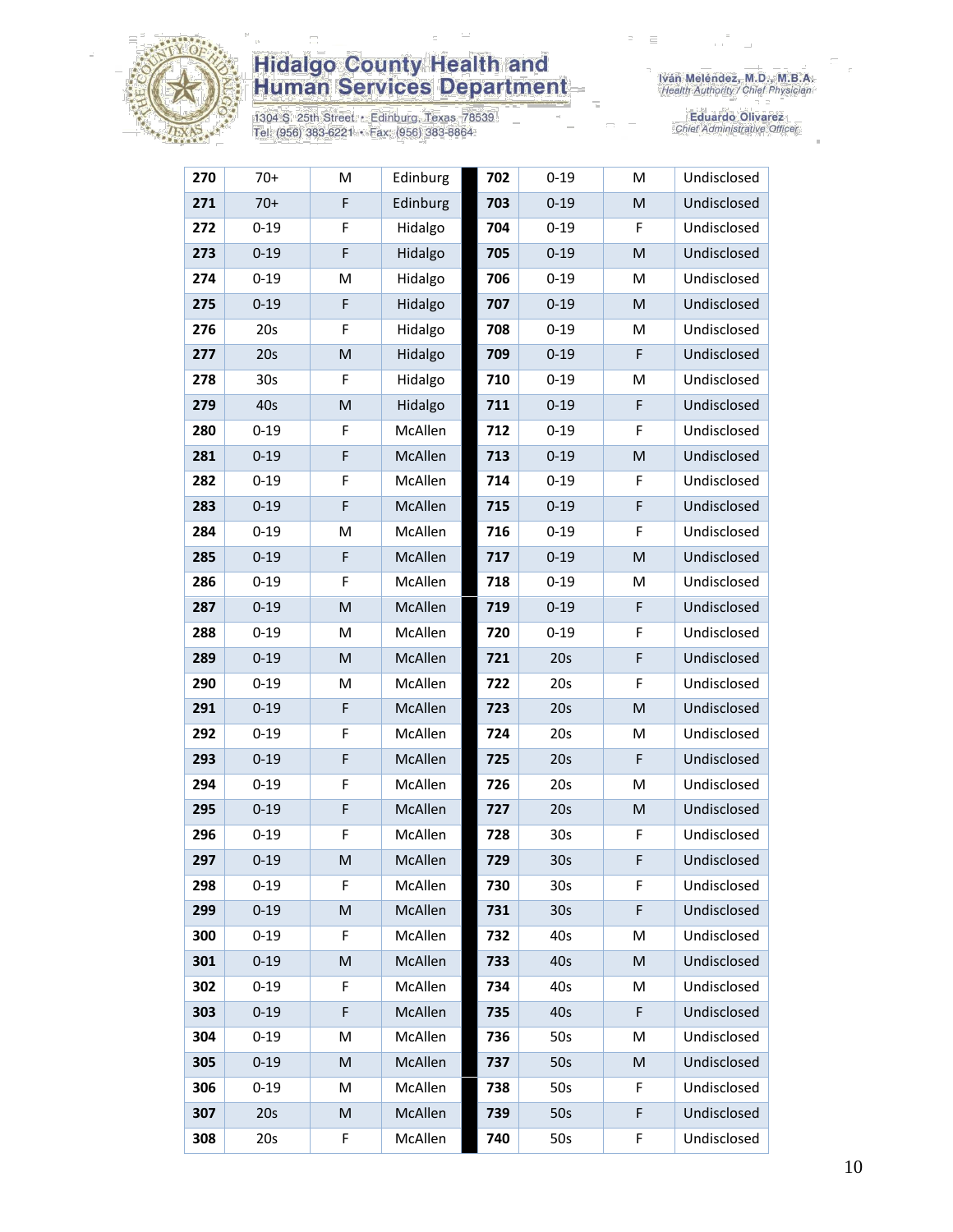| 270 | 70+ | M | Edinburg | 702 | 0-19 | M | Undisclosed |
|---|---|---|---|---|---|---|---|
| 271 | 70+ | F | Edinburg | 703 | 0-19 | M | Undisclosed |
| 272 | 0-19 | F | Hidalgo | 704 | 0-19 | F | Undisclosed |
| 273 | 0-19 | F | Hidalgo | 705 | 0-19 | M | Undisclosed |
| 274 | 0-19 | M | Hidalgo | 706 | 0-19 | M | Undisclosed |
| 275 | 0-19 | F | Hidalgo | 707 | 0-19 | M | Undisclosed |
| 276 | 20s | F | Hidalgo | 708 | 0-19 | M | Undisclosed |
| 277 | 20s | M | Hidalgo | 709 | 0-19 | F | Undisclosed |
| 278 | 30s | F | Hidalgo | 710 | 0-19 | M | Undisclosed |
| 279 | 40s | M | Hidalgo | 711 | 0-19 | F | Undisclosed |
| 280 | 0-19 | F | McAllen | 712 | 0-19 | F | Undisclosed |
| 281 | 0-19 | F | McAllen | 713 | 0-19 | M | Undisclosed |
| 282 | 0-19 | F | McAllen | 714 | 0-19 | F | Undisclosed |
| 283 | 0-19 | F | McAllen | 715 | 0-19 | F | Undisclosed |
| 284 | 0-19 | M | McAllen | 716 | 0-19 | F | Undisclosed |
| 285 | 0-19 | F | McAllen | 717 | 0-19 | M | Undisclosed |
| 286 | 0-19 | F | McAllen | 718 | 0-19 | M | Undisclosed |
| 287 | 0-19 | M | McAllen | 719 | 0-19 | F | Undisclosed |
| 288 | 0-19 | M | McAllen | 720 | 0-19 | F | Undisclosed |
| 289 | 0-19 | M | McAllen | 721 | 20s | F | Undisclosed |
| 290 | 0-19 | M | McAllen | 722 | 20s | F | Undisclosed |
| 291 | 0-19 | F | McAllen | 723 | 20s | M | Undisclosed |
| 292 | 0-19 | F | McAllen | 724 | 20s | M | Undisclosed |
| 293 | 0-19 | F | McAllen | 725 | 20s | F | Undisclosed |
| 294 | 0-19 | F | McAllen | 726 | 20s | M | Undisclosed |
| 295 | 0-19 | F | McAllen | 727 | 20s | M | Undisclosed |
| 296 | 0-19 | F | McAllen | 728 | 30s | F | Undisclosed |
| 297 | 0-19 | M | McAllen | 729 | 30s | F | Undisclosed |
| 298 | 0-19 | F | McAllen | 730 | 30s | F | Undisclosed |
| 299 | 0-19 | M | McAllen | 731 | 30s | F | Undisclosed |
| 300 | 0-19 | F | McAllen | 732 | 40s | M | Undisclosed |
| 301 | 0-19 | M | McAllen | 733 | 40s | M | Undisclosed |
| 302 | 0-19 | F | McAllen | 734 | 40s | M | Undisclosed |
| 303 | 0-19 | F | McAllen | 735 | 40s | F | Undisclosed |
| 304 | 0-19 | M | McAllen | 736 | 50s | M | Undisclosed |
| 305 | 0-19 | M | McAllen | 737 | 50s | M | Undisclosed |
| 306 | 0-19 | M | McAllen | 738 | 50s | F | Undisclosed |
| 307 | 20s | M | McAllen | 739 | 50s | F | Undisclosed |
| 308 | 20s | F | McAllen | 740 | 50s | F | Undisclosed |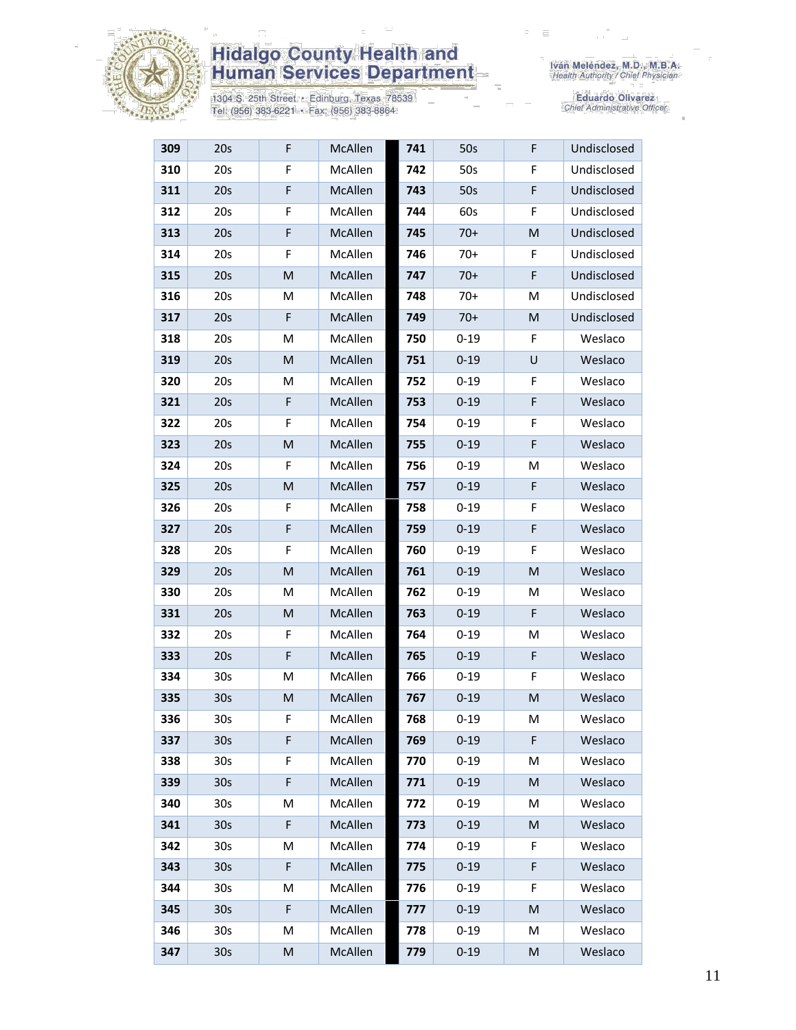| 309 | 20s | F | McAllen | | 741 | 50s | F | Undisclosed |
|---|---|---|---|---|---|---|---|---|
| 310 | 20s | F | McAllen | | 742 | 50s | F | Undisclosed |
| 311 | 20s | F | McAllen | | 743 | 50s | F | Undisclosed |
| 312 | 20s | F | McAllen | | 744 | 60s | F | Undisclosed |
| 313 | 20s | F | McAllen | | 745 | 70+ | M | Undisclosed |
| 314 | 20s | F | McAllen | | 746 | 70+ | F | Undisclosed |
| 315 | 20s | M | McAllen | | 747 | 70+ | F | Undisclosed |
| 316 | 20s | M | McAllen | | 748 | 70+ | M | Undisclosed |
| 317 | 20s | F | McAllen | | 749 | 70+ | M | Undisclosed |
| 318 | 20s | M | McAllen | | 750 | 0-19 | F | Weslaco |
| 319 | 20s | M | McAllen | | 751 | 0-19 | U | Weslaco |
| 320 | 20s | M | McAllen | | 752 | 0-19 | F | Weslaco |
| 321 | 20s | F | McAllen | | 753 | 0-19 | F | Weslaco |
| 322 | 20s | F | McAllen | | 754 | 0-19 | F | Weslaco |
| 323 | 20s | M | McAllen | | 755 | 0-19 | F | Weslaco |
| 324 | 20s | F | McAllen | | 756 | 0-19 | M | Weslaco |
| 325 | 20s | M | McAllen | | 757 | 0-19 | F | Weslaco |
| 326 | 20s | F | McAllen | | 758 | 0-19 | F | Weslaco |
| 327 | 20s | F | McAllen | | 759 | 0-19 | F | Weslaco |
| 328 | 20s | F | McAllen | | 760 | 0-19 | F | Weslaco |
| 329 | 20s | M | McAllen | | 761 | 0-19 | M | Weslaco |
| 330 | 20s | M | McAllen | | 762 | 0-19 | M | Weslaco |
| 331 | 20s | M | McAllen | | 763 | 0-19 | F | Weslaco |
| 332 | 20s | F | McAllen | | 764 | 0-19 | M | Weslaco |
| 333 | 20s | F | McAllen | | 765 | 0-19 | F | Weslaco |
| 334 | 30s | M | McAllen | | 766 | 0-19 | F | Weslaco |
| 335 | 30s | M | McAllen | | 767 | 0-19 | M | Weslaco |
| 336 | 30s | F | McAllen | | 768 | 0-19 | M | Weslaco |
| 337 | 30s | F | McAllen | | 769 | 0-19 | F | Weslaco |
| 338 | 30s | F | McAllen | | 770 | 0-19 | M | Weslaco |
| 339 | 30s | F | McAllen | | 771 | 0-19 | M | Weslaco |
| 340 | 30s | M | McAllen | | 772 | 0-19 | M | Weslaco |
| 341 | 30s | F | McAllen | | 773 | 0-19 | M | Weslaco |
| 342 | 30s | M | McAllen | | 774 | 0-19 | F | Weslaco |
| 343 | 30s | F | McAllen | | 775 | 0-19 | F | Weslaco |
| 344 | 30s | M | McAllen | | 776 | 0-19 | F | Weslaco |
| 345 | 30s | F | McAllen | | 777 | 0-19 | M | Weslaco |
| 346 | 30s | M | McAllen | | 778 | 0-19 | M | Weslaco |
| 347 | 30s | M | McAllen | | 779 | 0-19 | M | Weslaco |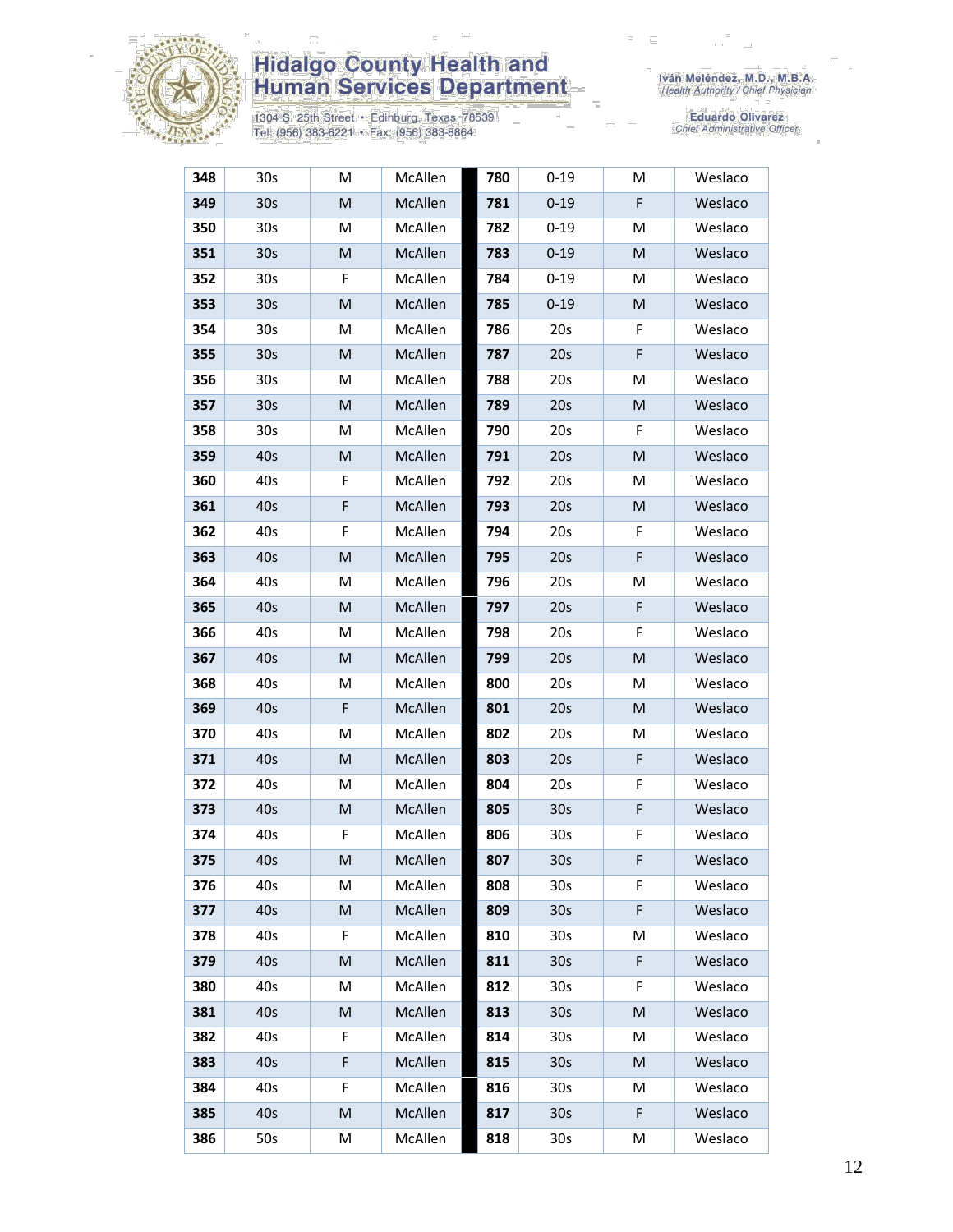| 348 | 30s | M | McAllen | | 780 | 0-19 | M | Weslaco |
|---|---|---|---|---|---|---|---|---|
| 349 | 30s | M | McAllen | | 781 | 0-19 | F | Weslaco |
| 350 | 30s | M | McAllen | | 782 | 0-19 | M | Weslaco |
| 351 | 30s | M | McAllen | | 783 | 0-19 | M | Weslaco |
| 352 | 30s | F | McAllen | | 784 | 0-19 | M | Weslaco |
| 353 | 30s | M | McAllen | | 785 | 0-19 | M | Weslaco |
| 354 | 30s | M | McAllen | | 786 | 20s | F | Weslaco |
| 355 | 30s | M | McAllen | | 787 | 20s | F | Weslaco |
| 356 | 30s | M | McAllen | | 788 | 20s | M | Weslaco |
| 357 | 30s | M | McAllen | | 789 | 20s | M | Weslaco |
| 358 | 30s | M | McAllen | | 790 | 20s | F | Weslaco |
| 359 | 40s | M | McAllen | | 791 | 20s | M | Weslaco |
| 360 | 40s | F | McAllen | | 792 | 20s | M | Weslaco |
| 361 | 40s | F | McAllen | | 793 | 20s | M | Weslaco |
| 362 | 40s | F | McAllen | | 794 | 20s | F | Weslaco |
| 363 | 40s | M | McAllen | | 795 | 20s | F | Weslaco |
| 364 | 40s | M | McAllen | | 796 | 20s | M | Weslaco |
| 365 | 40s | M | McAllen | | 797 | 20s | F | Weslaco |
| 366 | 40s | M | McAllen | | 798 | 20s | F | Weslaco |
| 367 | 40s | M | McAllen | | 799 | 20s | M | Weslaco |
| 368 | 40s | M | McAllen | | 800 | 20s | M | Weslaco |
| 369 | 40s | F | McAllen | | 801 | 20s | M | Weslaco |
| 370 | 40s | M | McAllen | | 802 | 20s | M | Weslaco |
| 371 | 40s | M | McAllen | | 803 | 20s | F | Weslaco |
| 372 | 40s | M | McAllen | | 804 | 20s | F | Weslaco |
| 373 | 40s | M | McAllen | | 805 | 30s | F | Weslaco |
| 374 | 40s | F | McAllen | | 806 | 30s | F | Weslaco |
| 375 | 40s | M | McAllen | | 807 | 30s | F | Weslaco |
| 376 | 40s | M | McAllen | | 808 | 30s | F | Weslaco |
| 377 | 40s | M | McAllen | | 809 | 30s | F | Weslaco |
| 378 | 40s | F | McAllen | | 810 | 30s | M | Weslaco |
| 379 | 40s | M | McAllen | | 811 | 30s | F | Weslaco |
| 380 | 40s | M | McAllen | | 812 | 30s | F | Weslaco |
| 381 | 40s | M | McAllen | | 813 | 30s | M | Weslaco |
| 382 | 40s | F | McAllen | | 814 | 30s | M | Weslaco |
| 383 | 40s | F | McAllen | | 815 | 30s | M | Weslaco |
| 384 | 40s | F | McAllen | | 816 | 30s | M | Weslaco |
| 385 | 40s | M | McAllen | | 817 | 30s | F | Weslaco |
| 386 | 50s | M | McAllen | | 818 | 30s | M | Weslaco |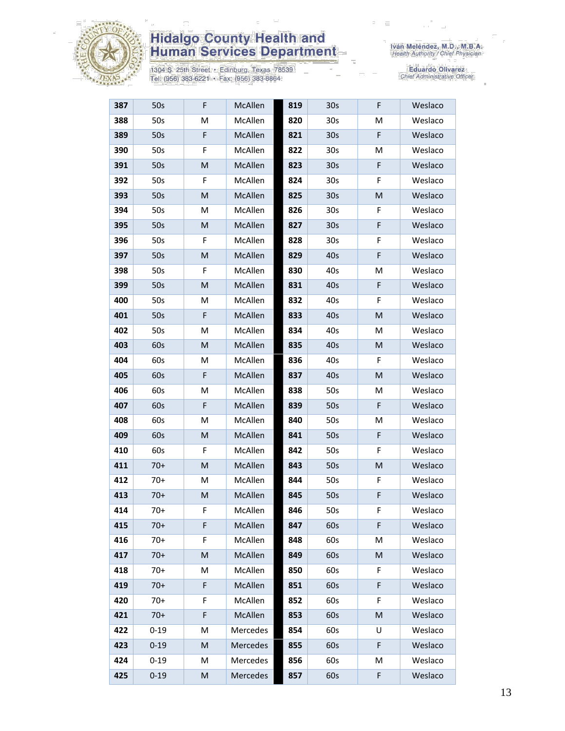| 387 | 50s | F | McAllen | | 819 | 30s | F | Weslaco |
|---|---|---|---|---|---|---|---|---|
| 388 | 50s | M | McAllen | | 820 | 30s | M | Weslaco |
| 389 | 50s | F | McAllen | | 821 | 30s | F | Weslaco |
| 390 | 50s | F | McAllen | | 822 | 30s | M | Weslaco |
| 391 | 50s | M | McAllen | | 823 | 30s | F | Weslaco |
| 392 | 50s | F | McAllen | | 824 | 30s | F | Weslaco |
| 393 | 50s | M | McAllen | | 825 | 30s | M | Weslaco |
| 394 | 50s | M | McAllen | | 826 | 30s | F | Weslaco |
| 395 | 50s | M | McAllen | | 827 | 30s | F | Weslaco |
| 396 | 50s | F | McAllen | | 828 | 30s | F | Weslaco |
| 397 | 50s | M | McAllen | | 829 | 40s | F | Weslaco |
| 398 | 50s | F | McAllen | | 830 | 40s | M | Weslaco |
| 399 | 50s | M | McAllen | | 831 | 40s | F | Weslaco |
| 400 | 50s | M | McAllen | | 832 | 40s | F | Weslaco |
| 401 | 50s | F | McAllen | | 833 | 40s | M | Weslaco |
| 402 | 50s | M | McAllen | | 834 | 40s | M | Weslaco |
| 403 | 60s | M | McAllen | | 835 | 40s | M | Weslaco |
| 404 | 60s | M | McAllen | | 836 | 40s | F | Weslaco |
| 405 | 60s | F | McAllen | | 837 | 40s | M | Weslaco |
| 406 | 60s | M | McAllen | | 838 | 50s | M | Weslaco |
| 407 | 60s | F | McAllen | | 839 | 50s | F | Weslaco |
| 408 | 60s | M | McAllen | | 840 | 50s | M | Weslaco |
| 409 | 60s | M | McAllen | | 841 | 50s | F | Weslaco |
| 410 | 60s | F | McAllen | | 842 | 50s | F | Weslaco |
| 411 | 70+ | M | McAllen | | 843 | 50s | M | Weslaco |
| 412 | 70+ | M | McAllen | | 844 | 50s | F | Weslaco |
| 413 | 70+ | M | McAllen | | 845 | 50s | F | Weslaco |
| 414 | 70+ | F | McAllen | | 846 | 50s | F | Weslaco |
| 415 | 70+ | F | McAllen | | 847 | 60s | F | Weslaco |
| 416 | 70+ | F | McAllen | | 848 | 60s | M | Weslaco |
| 417 | 70+ | M | McAllen | | 849 | 60s | M | Weslaco |
| 418 | 70+ | M | McAllen | | 850 | 60s | F | Weslaco |
| 419 | 70+ | F | McAllen | | 851 | 60s | F | Weslaco |
| 420 | 70+ | F | McAllen | | 852 | 60s | F | Weslaco |
| 421 | 70+ | F | McAllen | | 853 | 60s | M | Weslaco |
| 422 | 0-19 | M | Mercedes | | 854 | 60s | U | Weslaco |
| 423 | 0-19 | M | Mercedes | | 855 | 60s | F | Weslaco |
| 424 | 0-19 | M | Mercedes | | 856 | 60s | M | Weslaco |
| 425 | 0-19 | M | Mercedes | | 857 | 60s | F | Weslaco |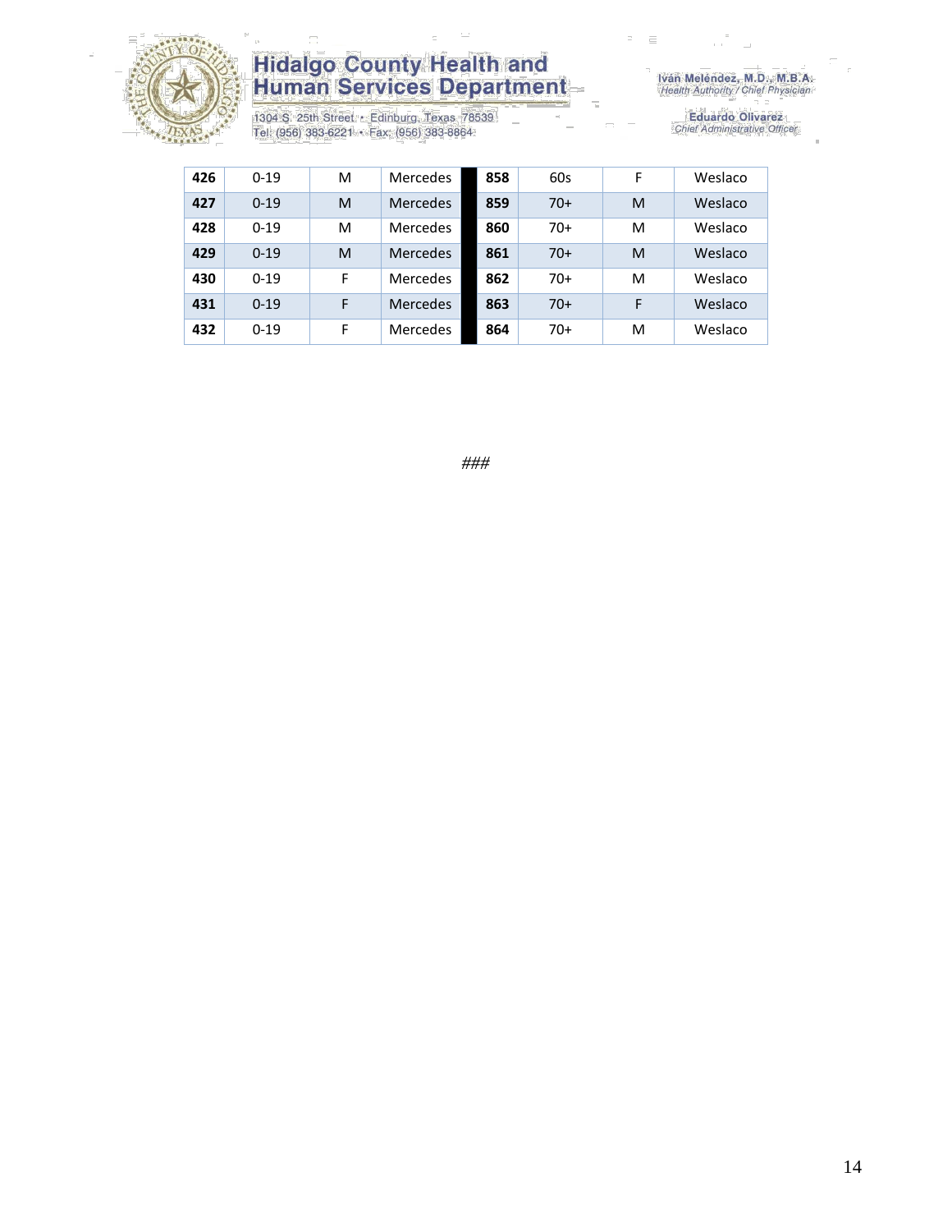| | | | | | | | | |
|---|---|---|---|---|---|---|---|---|
| **426** | 0-19 | M | Mercedes | | **858** | 60s | F | Weslaco |
| **427** | 0-19 | M | Mercedes | | **859** | 70+ | M | Weslaco |
| **428** | 0-19 | M | Mercedes | | **860** | 70+ | M | Weslaco |
| **429** | 0-19 | M | Mercedes | | **861** | 70+ | M | Weslaco |
| **430** | 0-19 | F | Mercedes | | **862** | 70+ | M | Weslaco |
| **431** | 0-19 | F | Mercedes | | **863** | 70+ | F | Weslaco |
| **432** | 0-19 | F | Mercedes | | **864** | 70+ | M | Weslaco |

###